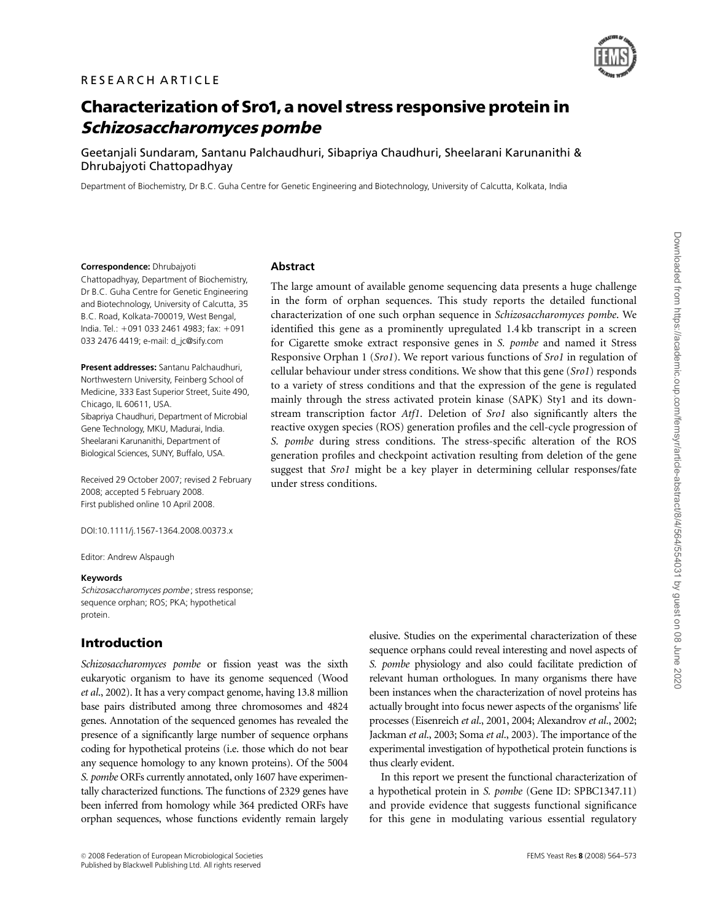RESEARCH ARTICLE

# Characterization of Sro1, a novel stress responsive protein in *Schizosaccharomyces pombe*

Geetanjali Sundaram, Santanu Palchaudhuri, Sibapriya Chaudhuri, Sheelarani Karunanithi & Dhrubajyoti Chattopadhyay

Department of Biochemistry, Dr B.C. Guha Centre for Genetic Engineering and Biotechnology, University of Calcutta, Kolkata, India

**Correspondence:** Dhrubajyoti Chattopadhyay, Department of Biochemistry, Dr B.C. Guha Centre for Genetic Engineering and Biotechnology, University of Calcutta, 35 B.C. Road, Kolkata-700019, West Bengal, India. Tel.: +091 033 2461 4983; fax: +091 033 2476 4419; e-mail: d_jc@sify.com

**Present addresses:** Santanu Palchaudhuri, Northwestern University, Feinberg School of Medicine, 333 East Superior Street, Suite 490, Chicago, IL 60611, USA.
Sibapriya Chaudhuri, Department of Microbial Gene Technology, MKU, Madurai, India.
Sheelarani Karunanithi, Department of Biological Sciences, SUNY, Buffalo, USA.

Received 29 October 2007; revised 2 February 2008; accepted 5 February 2008.
First published online 10 April 2008.

DOI:10.1111/j.1567-1364.2008.00373.x

Editor: Andrew Alspaugh

**Keywords**
*Schizosaccharomyces pombe*; stress response; sequence orphan; ROS; PKA; hypothetical protein.

## Abstract

The large amount of available genome sequencing data presents a huge challenge in the form of orphan sequences. This study reports the detailed functional characterization of one such orphan sequence in *Schizosaccharomyces pombe*. We identified this gene as a prominently upregulated 1.4 kb transcript in a screen for Cigarette smoke extract responsive genes in *S. pombe* and named it Stress Responsive Orphan 1 (*Sro1*). We report various functions of *Sro1* in regulation of cellular behaviour under stress conditions. We show that this gene (*Sro1*) responds to a variety of stress conditions and that the expression of the gene is regulated mainly through the stress activated protein kinase (SAPK) Sty1 and its downstream transcription factor *Atf1*. Deletion of *Sro1* also significantly alters the reactive oxygen species (ROS) generation profiles and the cell-cycle progression of *S. pombe* during stress conditions. The stress-specific alteration of the ROS generation profiles and checkpoint activation resulting from deletion of the gene suggest that *Sro1* might be a key player in determining cellular responses/fate under stress conditions.

## Introduction

*Schizosaccharomyces pombe* or fission yeast was the sixth eukaryotic organism to have its genome sequenced (Wood *et al*., 2002). It has a very compact genome, having 13.8 million base pairs distributed among three chromosomes and 4824 genes. Annotation of the sequenced genomes has revealed the presence of a significantly large number of sequence orphans coding for hypothetical proteins (i.e. those which do not bear any sequence homology to any known proteins). Of the 5004 *S. pombe* ORFs currently annotated, only 1607 have experimentally characterized functions. The functions of 2329 genes have been inferred from homology while 364 predicted ORFs have orphan sequences, whose functions evidently remain largely elusive. Studies on the experimental characterization of these sequence orphans could reveal interesting and novel aspects of *S. pombe* physiology and also could facilitate prediction of relevant human orthologues. In many organisms there have been instances when the characterization of novel proteins has actually brought into focus newer aspects of the organisms' life processes (Eisenreich *et al*., 2001, 2004; Alexandrov *et al*., 2002; Jackman *et al*., 2003; Soma *et al*., 2003). The importance of the experimental investigation of hypothetical protein functions is thus clearly evident.

In this report we present the functional characterization of a hypothetical protein in *S. pombe* (Gene ID: SPBC1347.11) and provide evidence that suggests functional significance for this gene in modulating various essential regulatory

© 2008 Federation of European Microbiological Societies
Published by Blackwell Publishing Ltd. All rights reserved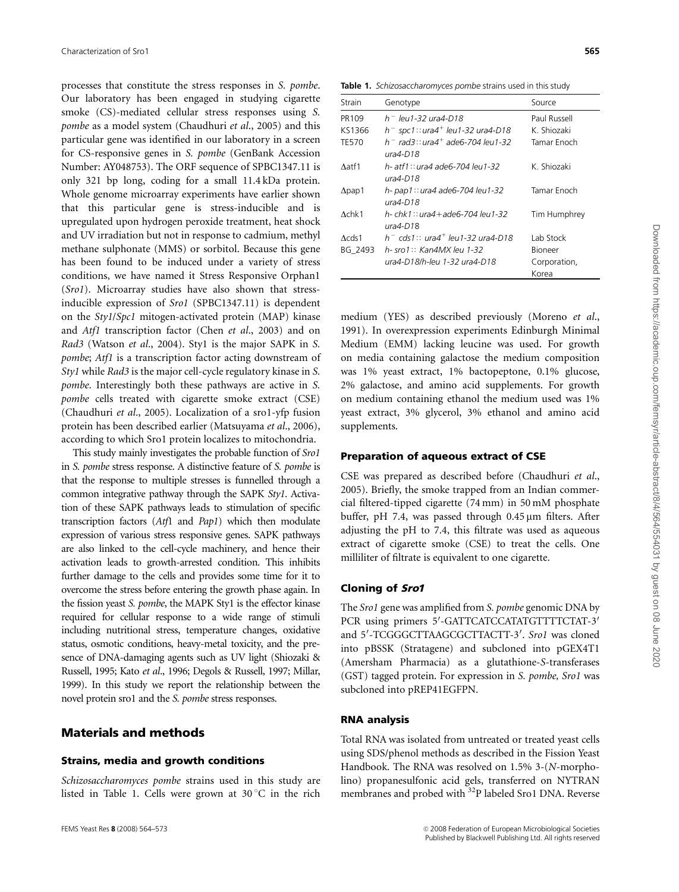processes that constitute the stress responses in *S. pombe*. Our laboratory has been engaged in studying cigarette smoke (CS)-mediated cellular stress responses using *S. pombe* as a model system (Chaudhuri *et al.*, 2005) and this particular gene was identified in our laboratory in a screen for CS-responsive genes in *S. pombe* (GenBank Accession Number: AY048753). The ORF sequence of SPBC1347.11 is only 321 bp long, coding for a small 11.4 kDa protein. Whole genome microarray experiments have earlier shown that this particular gene is stress-inducible and is upregulated upon hydrogen peroxide treatment, heat shock and UV irradiation but not in response to cadmium, methyl methane sulphonate (MMS) or sorbitol. Because this gene has been found to be induced under a variety of stress conditions, we have named it Stress Responsive Orphan1 (*Sro1*). Microarray studies have also shown that stress-inducible expression of *Sro1* (SPBC1347.11) is dependent on the *Sty1*/*Spc1* mitogen-activated protein (MAP) kinase and *Atf1* transcription factor (Chen *et al.*, 2003) and on *Rad3* (Watson *et al.*, 2004). Sty1 is the major SAPK in *S. pombe*; *Atf1* is a transcription factor acting downstream of *Sty1* while *Rad3* is the major cell-cycle regulatory kinase in *S. pombe*. Interestingly both these pathways are active in *S. pombe* cells treated with cigarette smoke extract (CSE) (Chaudhuri *et al.*, 2005). Localization of a sro1-yfp fusion protein has been described earlier (Matsuyama *et al.*, 2006), according to which Sro1 protein localizes to mitochondria.

This study mainly investigates the probable function of *Sro1* in *S. pombe* stress response. A distinctive feature of *S. pombe* is that the response to multiple stresses is funnelled through a common integrative pathway through the SAPK *Sty1*. Activation of these SAPK pathways leads to stimulation of specific transcription factors (*Atf*1 and *Pap1*) which then modulate expression of various stress responsive genes. SAPK pathways are also linked to the cell-cycle machinery, and hence their activation leads to growth-arrested condition. This inhibits further damage to the cells and provides some time for it to overcome the stress before entering the growth phase again. In the fission yeast *S. pombe*, the MAPK Sty1 is the effector kinase required for cellular response to a wide range of stimuli including nutritional stress, temperature changes, oxidative status, osmotic conditions, heavy-metal toxicity, and the presence of DNA-damaging agents such as UV light (Shiozaki & Russell, 1995; Kato *et al.*, 1996; Degols & Russell, 1997; Millar, 1999). In this study we report the relationship between the novel protein sro1 and the *S. pombe* stress responses.

## Materials and methods

### Strains, media and growth conditions

*Schizosaccharomyces pombe* strains used in this study are listed in Table 1. Cells were grown at 30 °C in the rich medium (YES) as described previously (Moreno *et al.*, 1991). In overexpression experiments Edinburgh Minimal Medium (EMM) lacking leucine was used. For growth on media containing galactose the medium composition was 1% yeast extract, 1% bactopeptone, 0.1% glucose, 2% galactose, and amino acid supplements. For growth on medium containing ethanol the medium used was 1% yeast extract, 3% glycerol, 3% ethanol and amino acid supplements.

**Table 1.** *Schizosaccharomyces pombe* strains used in this study

| Strain | Genotype | Source |
|---|---|---|
| PR109 | *h⁻ leu1-32 ura4-D18* | Paul Russell |
| KS1366 | *h⁻ spc1::ura4⁺ leu1-32 ura4-D18* | K. Shiozaki |
| TE570 | *h⁻ rad3::ura4⁺ ade6-704 leu1-32 ura4-D18* | Tamar Enoch |
| Δatf1 | *h- atf1::ura4 ade6-704 leu1-32 ura4-D18* | K. Shiozaki |
| Δpap1 | *h- pap1::ura4 ade6-704 leu1-32 ura4-D18* | Tamar Enoch |
| Δchk1 | *h- chk1::ura4+ade6-704 leu1-32 ura4-D18* | Tim Humphrey |
| Δcds1 | *h⁻ cds1:: ura4⁺ leu1-32 ura4-D18* | Lab Stock |
| BG_2493 | *h- sro1:: Kan4MX leu 1-32 ura4-D18/h-leu 1-32 ura4-D18* | Bioneer Corporation, Korea |

### Preparation of aqueous extract of CSE

CSE was prepared as described before (Chaudhuri *et al.*, 2005). Briefly, the smoke trapped from an Indian commercial filtered-tipped cigarette (74 mm) in 50 mM phosphate buffer, pH 7.4, was passed through 0.45 μm filters. After adjusting the pH to 7.4, this filtrate was used as aqueous extract of cigarette smoke (CSE) to treat the cells. One milliliter of filtrate is equivalent to one cigarette.

### Cloning of *Sro1*

The *Sro1* gene was amplified from *S. pombe* genomic DNA by PCR using primers 5′-GATTCATCCATATGTTTTCTAT-3′ and 5′-TCGGGCTTAAGCGCTTACTT-3′. *Sro1* was cloned into pBSSK (Stratagene) and subcloned into pGEX4T1 (Amersham Pharmacia) as a glutathione-*S*-transferases (GST) tagged protein. For expression in *S. pombe*, *Sro1* was subcloned into pREP41EGFPN.

### RNA analysis

Total RNA was isolated from untreated or treated yeast cells using SDS/phenol methods as described in the Fission Yeast Handbook. The RNA was resolved on 1.5% 3-(*N*-morpholino) propanesulfonic acid gels, transferred on NYTRAN membranes and probed with $^{32}$P labeled Sro1 DNA. Reverse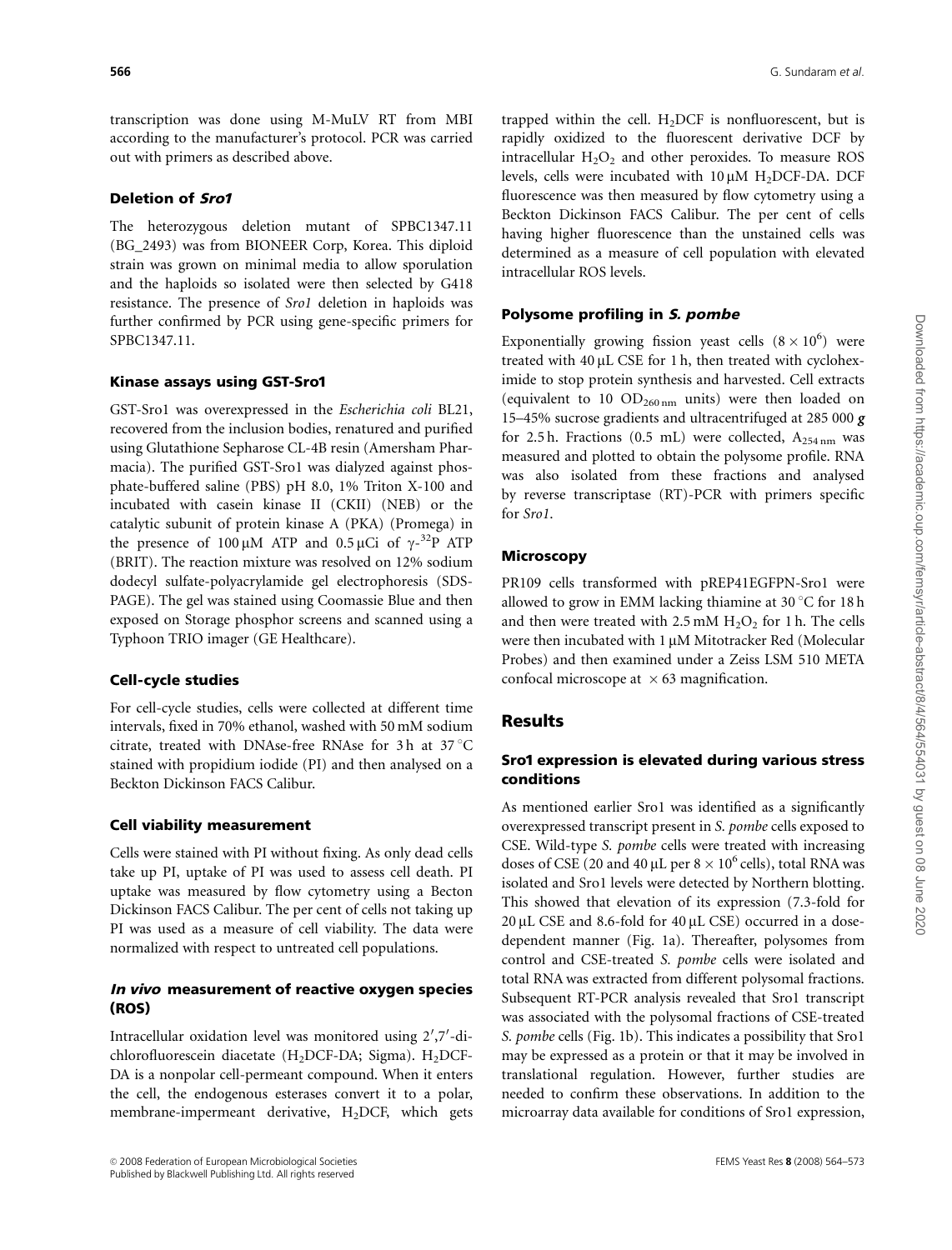transcription was done using M-MuLV RT from MBI according to the manufacturer's protocol. PCR was carried out with primers as described above.

### Deletion of *Sro1*

The heterozygous deletion mutant of SPBC1347.11 (BG_2493) was from BIONEER Corp, Korea. This diploid strain was grown on minimal media to allow sporulation and the haploids so isolated were then selected by G418 resistance. The presence of *Sro1* deletion in haploids was further confirmed by PCR using gene-specific primers for SPBC1347.11.

### Kinase assays using GST-Sro1

GST-Sro1 was overexpressed in the *Escherichia coli* BL21, recovered from the inclusion bodies, renatured and purified using Glutathione Sepharose CL-4B resin (Amersham Pharmacia). The purified GST-Sro1 was dialyzed against phosphate-buffered saline (PBS) pH 8.0, 1% Triton X-100 and incubated with casein kinase II (CKII) (NEB) or the catalytic subunit of protein kinase A (PKA) (Promega) in the presence of 100 μM ATP and 0.5 μCi of $\gamma$-$^{32}$P ATP (BRIT). The reaction mixture was resolved on 12% sodium dodecyl sulfate-polyacrylamide gel electrophoresis (SDS-PAGE). The gel was stained using Coomassie Blue and then exposed on Storage phosphor screens and scanned using a Typhoon TRIO imager (GE Healthcare).

### Cell-cycle studies

For cell-cycle studies, cells were collected at different time intervals, fixed in 70% ethanol, washed with 50 mM sodium citrate, treated with DNAse-free RNAse for 3 h at 37 °C stained with propidium iodide (PI) and then analysed on a Beckton Dickinson FACS Calibur.

### Cell viability measurement

Cells were stained with PI without fixing. As only dead cells take up PI, uptake of PI was used to assess cell death. PI uptake was measured by flow cytometry using a Becton Dickinson FACS Calibur. The per cent of cells not taking up PI was used as a measure of cell viability. The data were normalized with respect to untreated cell populations.

### *In vivo* measurement of reactive oxygen species (ROS)

Intracellular oxidation level was monitored using 2′,7′-dichlorofluorescein diacetate ($H_2$DCF-DA; Sigma). $H_2$DCF-DA is a nonpolar cell-permeant compound. When it enters the cell, the endogenous esterases convert it to a polar, membrane-impermeant derivative, $H_2$DCF, which gets trapped within the cell. $H_2$DCF is nonfluorescent, but is rapidly oxidized to the fluorescent derivative DCF by intracellular $H_2O_2$ and other peroxides. To measure ROS levels, cells were incubated with 10 μM $H_2$DCF-DA. DCF fluorescence was then measured by flow cytometry using a Beckton Dickinson FACS Calibur. The per cent of cells having higher fluorescence than the unstained cells was determined as a measure of cell population with elevated intracellular ROS levels.

### Polysome profiling in *S. pombe*

Exponentially growing fission yeast cells ($8 \times 10^6$) were treated with 40 μL CSE for 1 h, then treated with cycloheximide to stop protein synthesis and harvested. Cell extracts (equivalent to 10 $OD_{260\,nm}$ units) were then loaded on 15–45% sucrose gradients and ultracentrifuged at 285 000 ***g*** for 2.5 h. Fractions (0.5 mL) were collected, $A_{254\,nm}$ was measured and plotted to obtain the polysome profile. RNA was also isolated from these fractions and analysed by reverse transcriptase (RT)-PCR with primers specific for *Sro1*.

### Microscopy

PR109 cells transformed with pREP41EGFPN-Sro1 were allowed to grow in EMM lacking thiamine at 30 °C for 18 h and then were treated with 2.5 mM $H_2O_2$ for 1 h. The cells were then incubated with 1 μM Mitotracker Red (Molecular Probes) and then examined under a Zeiss LSM 510 META confocal microscope at ×63 magnification.

## Results

### Sro1 expression is elevated during various stress conditions

As mentioned earlier Sro1 was identified as a significantly overexpressed transcript present in *S. pombe* cells exposed to CSE. Wild-type *S. pombe* cells were treated with increasing doses of CSE (20 and 40 μL per $8 \times 10^6$ cells), total RNA was isolated and Sro1 levels were detected by Northern blotting. This showed that elevation of its expression (7.3-fold for 20 μL CSE and 8.6-fold for 40 μL CSE) occurred in a dose-dependent manner (Fig. 1a). Thereafter, polysomes from control and CSE-treated *S. pombe* cells were isolated and total RNA was extracted from different polysomal fractions. Subsequent RT-PCR analysis revealed that Sro1 transcript was associated with the polysomal fractions of CSE-treated *S. pombe* cells (Fig. 1b). This indicates a possibility that Sro1 may be expressed as a protein or that it may be involved in translational regulation. However, further studies are needed to confirm these observations. In addition to the microarray data available for conditions of Sro1 expression,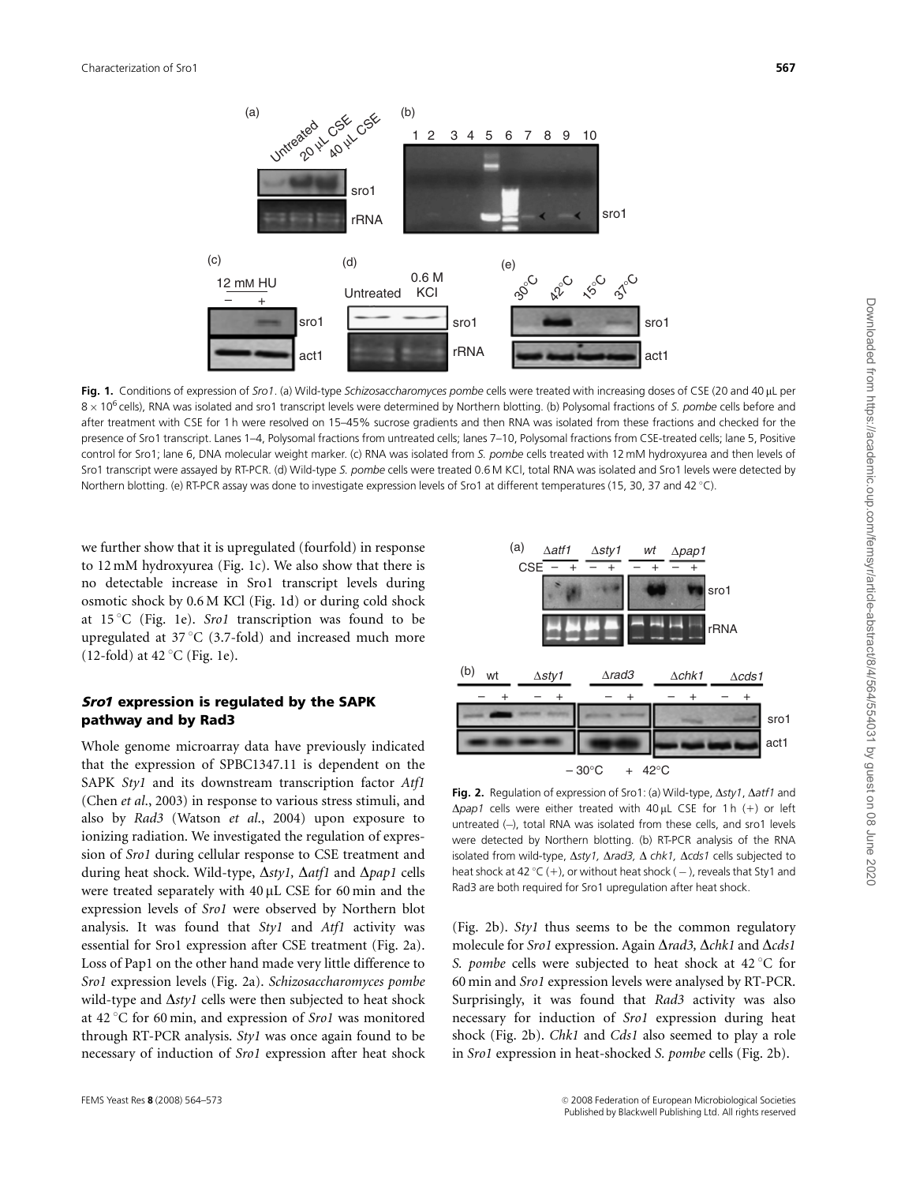**Fig. 1.** Conditions of expression of *Sro1*. (a) Wild-type *Schizosaccharomyces pombe* cells were treated with increasing doses of CSE (20 and 40 μL per $8 \times 10^6$ cells), RNA was isolated and sro1 transcript levels were determined by Northern blotting. (b) Polysomal fractions of *S. pombe* cells before and after treatment with CSE for 1 h were resolved on 15–45% sucrose gradients and then RNA was isolated from these fractions and checked for the presence of Sro1 transcript. Lanes 1–4, Polysomal fractions from untreated cells; lanes 7–10, Polysomal fractions from CSE-treated cells; lane 5, Positive control for Sro1; lane 6, DNA molecular weight marker. (c) RNA was isolated from *S. pombe* cells treated with 12 mM hydroxyurea and then levels of Sro1 transcript were assayed by RT-PCR. (d) Wild-type *S. pombe* cells were treated 0.6 M KCl, total RNA was isolated and Sro1 levels were detected by Northern blotting. (e) RT-PCR assay was done to investigate expression levels of Sro1 at different temperatures (15, 30, 37 and 42 °C).

we further show that it is upregulated (fourfold) in response to 12 mM hydroxyurea (Fig. 1c). We also show that there is no detectable increase in Sro1 transcript levels during osmotic shock by 0.6 M KCl (Fig. 1d) or during cold shock at 15 °C (Fig. 1e). *Sro1* transcription was found to be upregulated at 37 °C (3.7-fold) and increased much more (12-fold) at 42 °C (Fig. 1e).

## *Sro1* expression is regulated by the SAPK pathway and by Rad3

Whole genome microarray data have previously indicated that the expression of SPBC1347.11 is dependent on the SAPK *Sty1* and its downstream transcription factor *Atf1* (Chen *et al.*, 2003) in response to various stress stimuli, and also by *Rad3* (Watson *et al.*, 2004) upon exposure to ionizing radiation. We investigated the regulation of expression of *Sro1* during cellular response to CSE treatment and during heat shock. Wild-type, Δ*sty1*, Δ*atf1* and Δ*pap1* cells were treated separately with 40 μL CSE for 60 min and the expression levels of *Sro1* were observed by Northern blot analysis. It was found that *Sty1* and *Atf1* activity was essential for Sro1 expression after CSE treatment (Fig. 2a). Loss of Pap1 on the other hand made very little difference to *Sro1* expression levels (Fig. 2a). *Schizosaccharomyces pombe* wild-type and Δ*sty1* cells were then subjected to heat shock at 42 °C for 60 min, and expression of *Sro1* was monitored through RT-PCR analysis. *Sty1* was once again found to be necessary of induction of *Sro1* expression after heat shock (Fig. 2b). *Sty1* thus seems to be the common regulatory molecule for *Sro1* expression. Again Δ*rad3*, Δ*chk1* and Δ*cds1* *S. pombe* cells were subjected to heat shock at 42 °C for 60 min and *Sro1* expression levels were analysed by RT-PCR. Surprisingly, it was found that *Rad3* activity was also necessary for induction of *Sro1* expression during heat shock (Fig. 2b). *Chk1* and *Cds1* also seemed to play a role in *Sro1* expression in heat-shocked *S. pombe* cells (Fig. 2b).

**Fig. 2.** Regulation of expression of Sro1: (a) Wild-type, Δ*sty1*, Δ*atf1* and Δ*pap1* cells were either treated with 40 μL CSE for 1 h (+) or left untreated (–), total RNA was isolated from these cells, and sro1 levels were detected by Northern blotting. (b) RT-PCR analysis of the RNA isolated from wild-type, Δ*sty1*, Δ*rad3*, Δ *chk1*, Δ*cds1* cells subjected to heat shock at 42 °C (+), or without heat shock (–), reveals that Sty1 and Rad3 are both required for Sro1 upregulation after heat shock.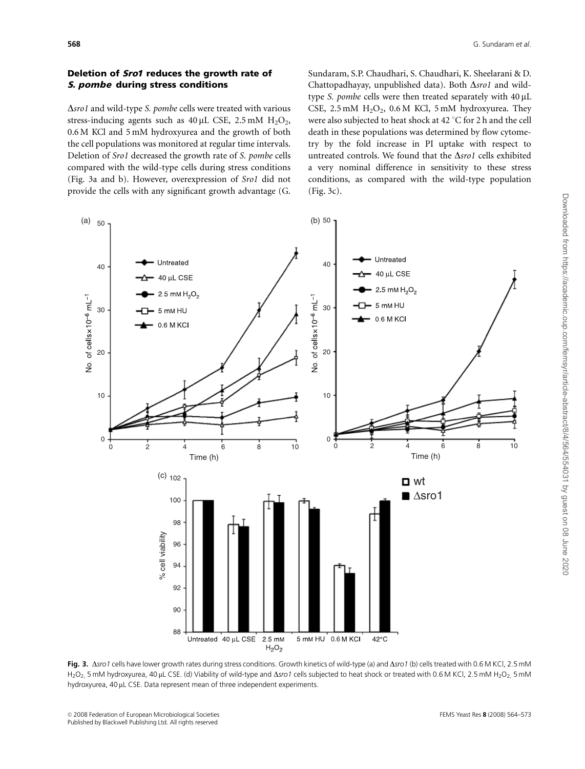### Deletion of *Sro1* reduces the growth rate of *S. pombe* during stress conditions

Δ*sro1* and wild-type *S. pombe* cells were treated with various stress-inducing agents such as 40 μL CSE, 2.5 mM $H_2O_2$, 0.6 M KCl and 5 mM hydroxyurea and the growth of both the cell populations was monitored at regular time intervals. Deletion of *Sro1* decreased the growth rate of *S. pombe* cells compared with the wild-type cells during stress conditions (Fig. 3a and b). However, overexpression of *Sro1* did not provide the cells with any significant growth advantage (G. Sundaram, S.P. Chaudhari, S. Chaudhari, K. Sheelarani & D. Chattopadhayay, unpublished data). Both Δ*sro1* and wild-type *S. pombe* cells were then treated separately with 40 μL CSE, 2.5 mM $H_2O_2$, 0.6 M KCl, 5 mM hydroxyurea. They were also subjected to heat shock at 42 °C for 2 h and the cell death in these populations was determined by flow cytometry by the fold increase in PI uptake with respect to untreated controls. We found that the Δ*sro1* cells exhibited a very nominal difference in sensitivity to these stress conditions, as compared with the wild-type population (Fig. 3c).

**Fig. 3.** Δ*sro1* cells have lower growth rates during stress conditions. Growth kinetics of wild-type (a) and Δ*sro1* (b) cells treated with 0.6 M KCl, 2.5 mM $H_2O_2$, 5 mM hydroxyurea, 40 μL CSE. (d) Viability of wild-type and Δ*sro1* cells subjected to heat shock or treated with 0.6 M KCl, 2.5 mM $H_2O_2$, 5 mM hydroxyurea, 40 μL CSE. Data represent mean of three independent experiments.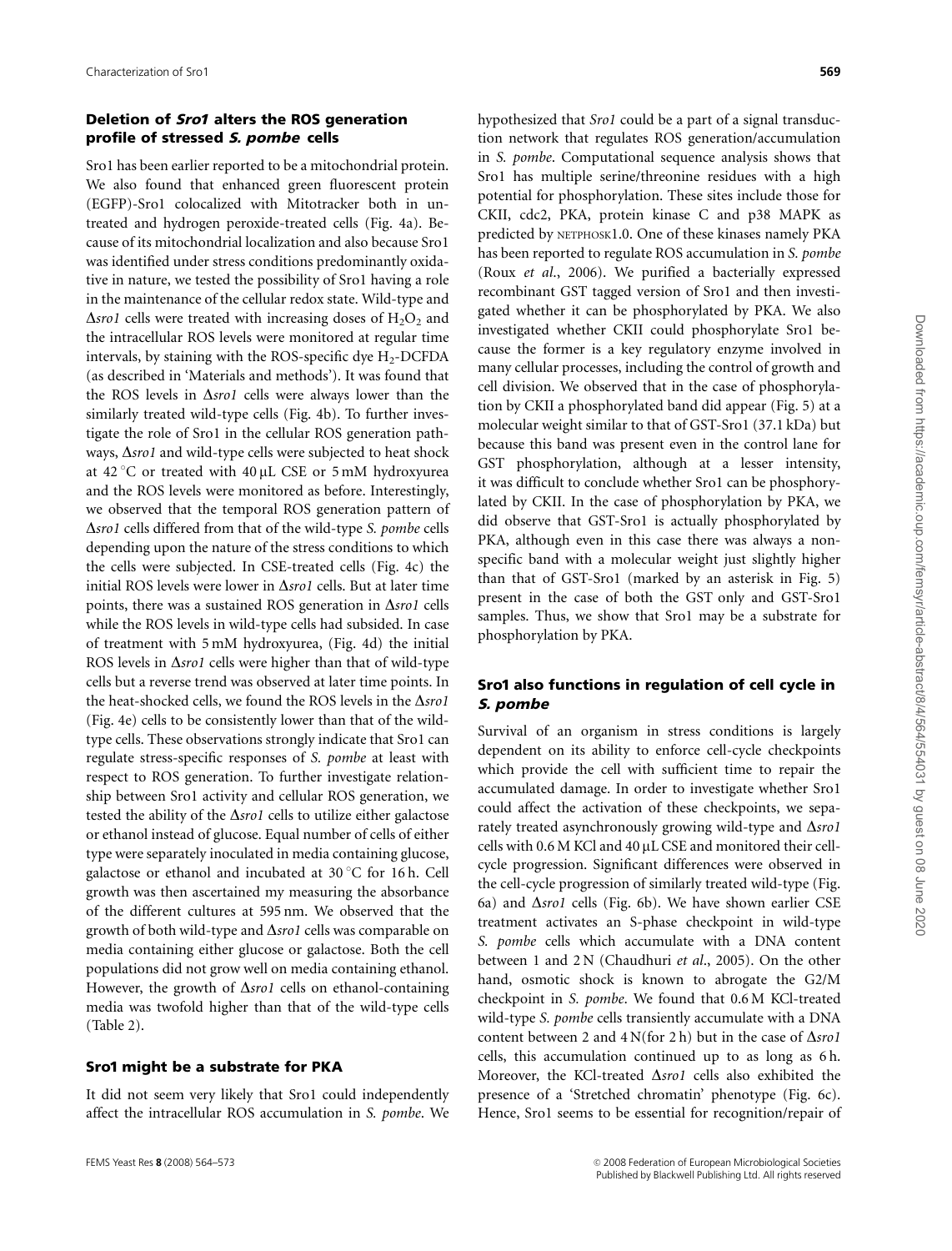### Deletion of *Sro1* alters the ROS generation profile of stressed *S. pombe* cells

Sro1 has been earlier reported to be a mitochondrial protein. We also found that enhanced green fluorescent protein (EGFP)-Sro1 colocalized with Mitotracker both in untreated and hydrogen peroxide-treated cells (Fig. 4a). Because of its mitochondrial localization and also because Sro1 was identified under stress conditions predominantly oxidative in nature, we tested the possibility of Sro1 having a role in the maintenance of the cellular redox state. Wild-type and Δ*sro1* cells were treated with increasing doses of $H_2O_2$ and the intracellular ROS levels were monitored at regular time intervals, by staining with the ROS-specific dye $H_2$-DCFDA (as described in 'Materials and methods'). It was found that the ROS levels in Δ*sro1* cells were always lower than the similarly treated wild-type cells (Fig. 4b). To further investigate the role of Sro1 in the cellular ROS generation pathways, Δ*sro1* and wild-type cells were subjected to heat shock at 42 °C or treated with 40 μL CSE or 5 mM hydroxyurea and the ROS levels were monitored as before. Interestingly, we observed that the temporal ROS generation pattern of Δ*sro1* cells differed from that of the wild-type *S. pombe* cells depending upon the nature of the stress conditions to which the cells were subjected. In CSE-treated cells (Fig. 4c) the initial ROS levels were lower in Δ*sro1* cells. But at later time points, there was a sustained ROS generation in Δ*sro1* cells while the ROS levels in wild-type cells had subsided. In case of treatment with 5 mM hydroxyurea, (Fig. 4d) the initial ROS levels in Δ*sro1* cells were higher than that of wild-type cells but a reverse trend was observed at later time points. In the heat-shocked cells, we found the ROS levels in the Δ*sro1* (Fig. 4e) cells to be consistently lower than that of the wild-type cells. These observations strongly indicate that Sro1 can regulate stress-specific responses of *S. pombe* at least with respect to ROS generation. To further investigate relationship between Sro1 activity and cellular ROS generation, we tested the ability of the Δ*sro1* cells to utilize either galactose or ethanol instead of glucose. Equal number of cells of either type were separately inoculated in media containing glucose, galactose or ethanol and incubated at 30 °C for 16 h. Cell growth was then ascertained my measuring the absorbance of the different cultures at 595 nm. We observed that the growth of both wild-type and Δ*sro1* cells was comparable on media containing either glucose or galactose. Both the cell populations did not grow well on media containing ethanol. However, the growth of Δ*sro1* cells on ethanol-containing media was twofold higher than that of the wild-type cells (Table 2).

### Sro1 might be a substrate for PKA

It did not seem very likely that Sro1 could independently affect the intracellular ROS accumulation in *S. pombe*. We hypothesized that *Sro1* could be a part of a signal transduction network that regulates ROS generation/accumulation in *S. pombe*. Computational sequence analysis shows that Sro1 has multiple serine/threonine residues with a high potential for phosphorylation. These sites include those for CKII, cdc2, PKA, protein kinase C and p38 MAPK as predicted by NETPHOSK1.0. One of these kinases namely PKA has been reported to regulate ROS accumulation in *S. pombe* (Roux *et al*., 2006). We purified a bacterially expressed recombinant GST tagged version of Sro1 and then investigated whether it can be phosphorylated by PKA. We also investigated whether CKII could phosphorylate Sro1 because the former is a key regulatory enzyme involved in many cellular processes, including the control of growth and cell division. We observed that in the case of phosphorylation by CKII a phosphorylated band did appear (Fig. 5) at a molecular weight similar to that of GST-Sro1 (37.1 kDa) but because this band was present even in the control lane for GST phosphorylation, although at a lesser intensity, it was difficult to conclude whether Sro1 can be phosphorylated by CKII. In the case of phosphorylation by PKA, we did observe that GST-Sro1 is actually phosphorylated by PKA, although even in this case there was always a nonspecific band with a molecular weight just slightly higher than that of GST-Sro1 (marked by an asterisk in Fig. 5) present in the case of both the GST only and GST-Sro1 samples. Thus, we show that Sro1 may be a substrate for phosphorylation by PKA.

### Sro1 also functions in regulation of cell cycle in *S. pombe*

Survival of an organism in stress conditions is largely dependent on its ability to enforce cell-cycle checkpoints which provide the cell with sufficient time to repair the accumulated damage. In order to investigate whether Sro1 could affect the activation of these checkpoints, we separately treated asynchronously growing wild-type and Δ*sro1* cells with 0.6 M KCl and 40 μL CSE and monitored their cell-cycle progression. Significant differences were observed in the cell-cycle progression of similarly treated wild-type (Fig. 6a) and Δ*sro1* cells (Fig. 6b). We have shown earlier CSE treatment activates an S-phase checkpoint in wild-type *S. pombe* cells which accumulate with a DNA content between 1 and 2 N (Chaudhuri *et al*., 2005). On the other hand, osmotic shock is known to abrogate the G2/M checkpoint in *S. pombe*. We found that 0.6 M KCl-treated wild-type *S. pombe* cells transiently accumulate with a DNA content between 2 and 4 N(for 2 h) but in the case of Δ*sro1* cells, this accumulation continued up to as long as 6 h. Moreover, the KCl-treated Δ*sro1* cells also exhibited the presence of a 'Stretched chromatin' phenotype (Fig. 6c). Hence, Sro1 seems to be essential for recognition/repair of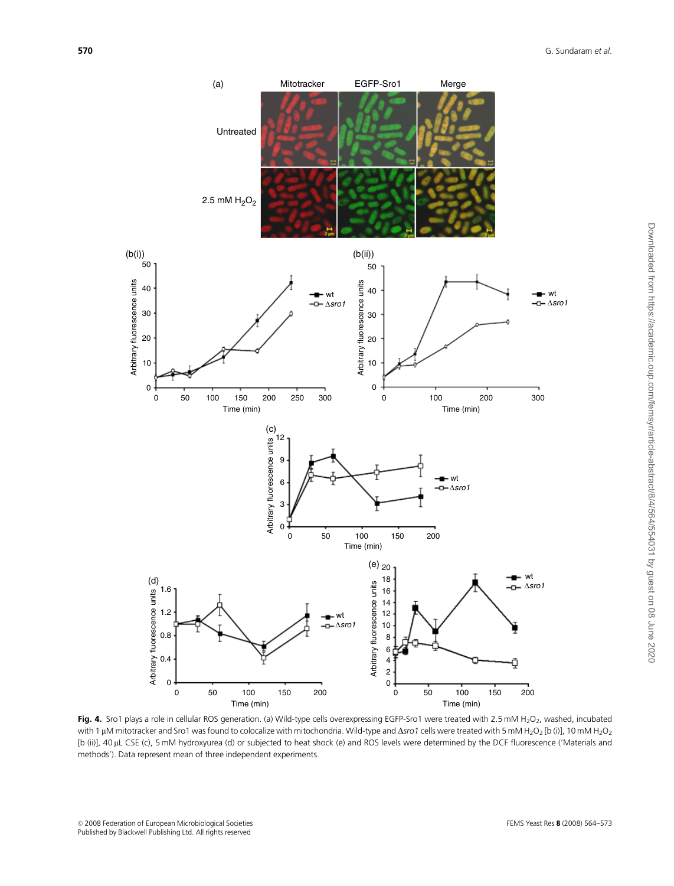**Fig. 4.** Sro1 plays a role in cellular ROS generation. (a) Wild-type cells overexpressing EGFP-Sro1 were treated with 2.5 mM $H_2O_2$, washed, incubated with 1 μM mitotracker and Sro1 was found to colocalize with mitochondria. Wild-type and Δ*sro1* cells were treated with 5 mM $H_2O_2$ [b (i)], 10 mM $H_2O_2$ [b (ii)], 40 μL CSE (c), 5 mM hydroxyurea (d) or subjected to heat shock (e) and ROS levels were determined by the DCF fluorescence ('Materials and methods'). Data represent mean of three independent experiments.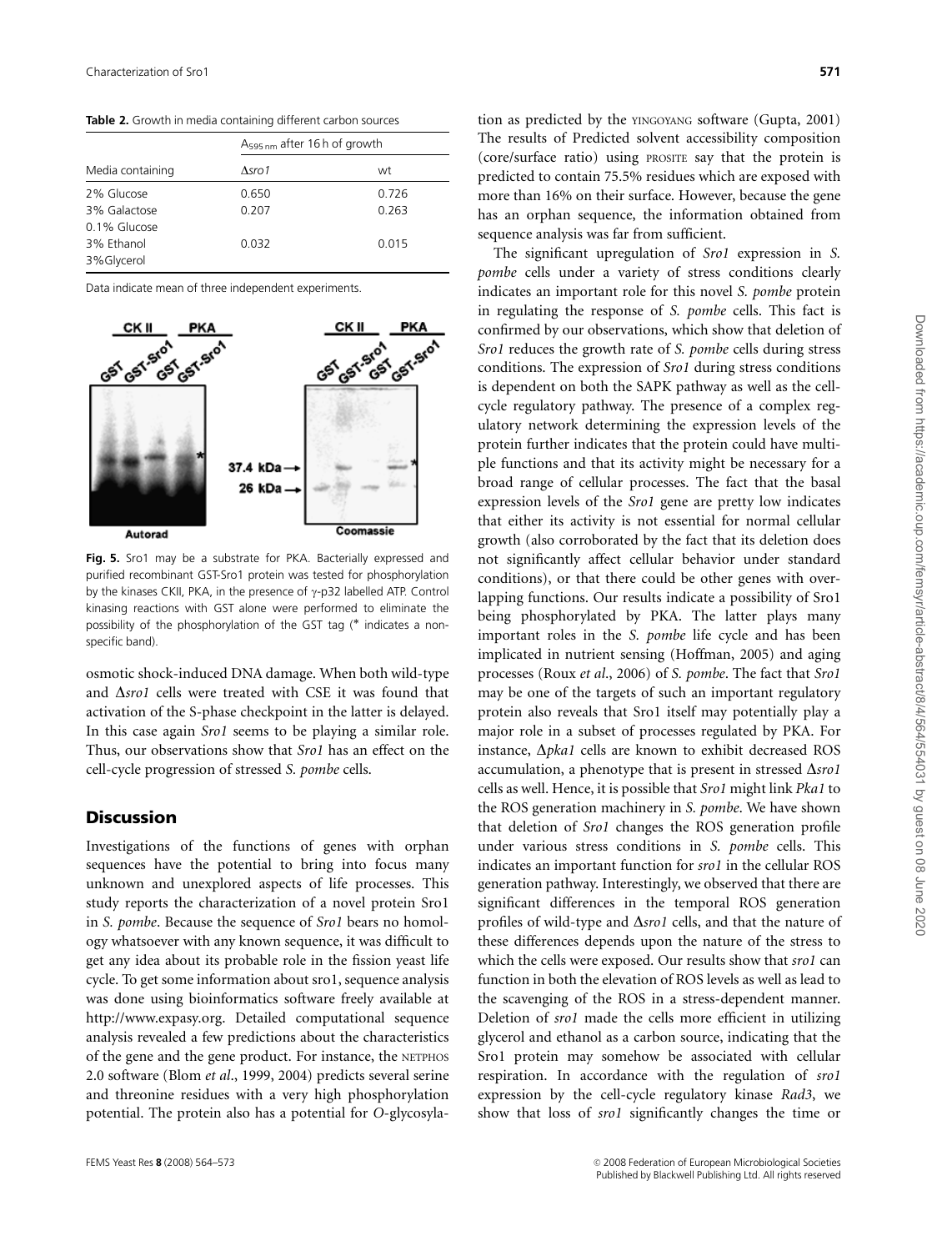**Table 2.** Growth in media containing different carbon sources

| Media containing | $A_{595\,nm}$ after 16 h of growth | |
|---|---|---|
| | Δ*sro1* | wt |
| 2% Glucose | 0.650 | 0.726 |
| 3% Galactose<br>0.1% Glucose | 0.207 | 0.263 |
| 3% Ethanol<br>3%Glycerol | 0.032 | 0.015 |

Data indicate mean of three independent experiments.

**Fig. 5.** Sro1 may be a substrate for PKA. Bacterially expressed and purified recombinant GST-Sro1 protein was tested for phosphorylation by the kinases CKII, PKA, in the presence of γ-p32 labelled ATP. Control kinasing reactions with GST alone were performed to eliminate the possibility of the phosphorylation of the GST tag (* indicates a non-specific band).

osmotic shock-induced DNA damage. When both wild-type and Δ*sro1* cells were treated with CSE it was found that activation of the S-phase checkpoint in the latter is delayed. In this case again *Sro1* seems to be playing a similar role. Thus, our observations show that *Sro1* has an effect on the cell-cycle progression of stressed *S. pombe* cells.

## Discussion

Investigations of the functions of genes with orphan sequences have the potential to bring into focus many unknown and unexplored aspects of life processes. This study reports the characterization of a novel protein Sro1 in *S. pombe*. Because the sequence of *Sro1* bears no homology whatsoever with any known sequence, it was difficult to get any idea about its probable role in the fission yeast life cycle. To get some information about sro1, sequence analysis was done using bioinformatics software freely available at http://www.expasy.org. Detailed computational sequence analysis revealed a few predictions about the characteristics of the gene and the gene product. For instance, the NETPHOS 2.0 software (Blom *et al*., 1999, 2004) predicts several serine and threonine residues with a very high phosphorylation potential. The protein also has a potential for *O*-glycosylation as predicted by the YINGOYANG software (Gupta, 2001) The results of Predicted solvent accessibility composition (core/surface ratio) using PROSITE say that the protein is predicted to contain 75.5% residues which are exposed with more than 16% on their surface. However, because the gene has an orphan sequence, the information obtained from sequence analysis was far from sufficient.

The significant upregulation of *Sro1* expression in *S. pombe* cells under a variety of stress conditions clearly indicates an important role for this novel *S. pombe* protein in regulating the response of *S. pombe* cells. This fact is confirmed by our observations, which show that deletion of *Sro1* reduces the growth rate of *S. pombe* cells during stress conditions. The expression of *Sro1* during stress conditions is dependent on both the SAPK pathway as well as the cell-cycle regulatory pathway. The presence of a complex regulatory network determining the expression levels of the protein further indicates that the protein could have multiple functions and that its activity might be necessary for a broad range of cellular processes. The fact that the basal expression levels of the *Sro1* gene are pretty low indicates that either its activity is not essential for normal cellular growth (also corroborated by the fact that its deletion does not significantly affect cellular behavior under standard conditions), or that there could be other genes with overlapping functions. Our results indicate a possibility of Sro1 being phosphorylated by PKA. The latter plays many important roles in the *S. pombe* life cycle and has been implicated in nutrient sensing (Hoffman, 2005) and aging processes (Roux *et al*., 2006) of *S. pombe*. The fact that *Sro1* may be one of the targets of such an important regulatory protein also reveals that Sro1 itself may potentially play a major role in a subset of processes regulated by PKA. For instance, Δ*pka1* cells are known to exhibit decreased ROS accumulation, a phenotype that is present in stressed Δ*sro1* cells as well. Hence, it is possible that *Sro1* might link *Pka1* to the ROS generation machinery in *S. pombe*. We have shown that deletion of *Sro1* changes the ROS generation profile under various stress conditions in *S. pombe* cells. This indicates an important function for *sro1* in the cellular ROS generation pathway. Interestingly, we observed that there are significant differences in the temporal ROS generation profiles of wild-type and Δ*sro1* cells, and that the nature of these differences depends upon the nature of the stress to which the cells were exposed. Our results show that *sro1* can function in both the elevation of ROS levels as well as lead to the scavenging of the ROS in a stress-dependent manner. Deletion of *sro1* made the cells more efficient in utilizing glycerol and ethanol as a carbon source, indicating that the Sro1 protein may somehow be associated with cellular respiration. In accordance with the regulation of *sro1* expression by the cell-cycle regulatory kinase *Rad3*, we show that loss of *sro1* significantly changes the time or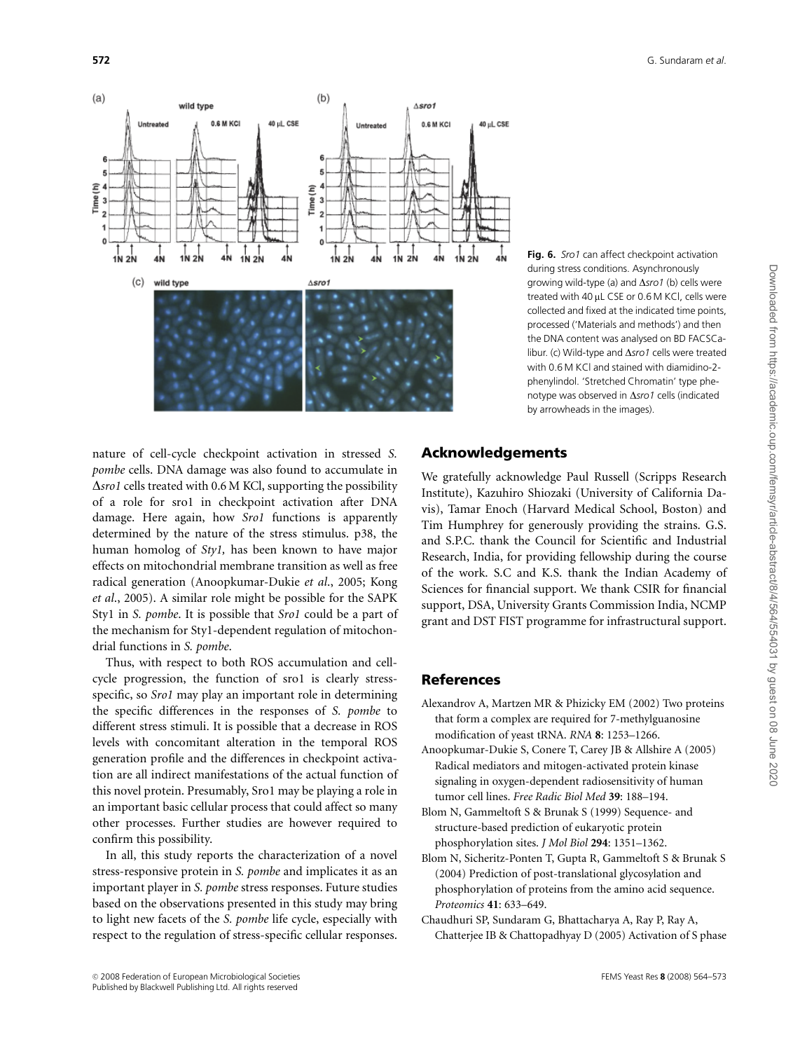**Fig. 6.** *Sro1* can affect checkpoint activation during stress conditions. Asynchronously growing wild-type (a) and Δ*sro1* (b) cells were treated with 40 μL CSE or 0.6 M KCl, cells were collected and fixed at the indicated time points, processed ('Materials and methods') and then the DNA content was analysed on BD FACSCalibur. (c) Wild-type and Δ*sro1* cells were treated with 0.6 M KCl and stained with diamidino-2-phenylindol. 'Stretched Chromatin' type phenotype was observed in Δ*sro1* cells (indicated by arrowheads in the images).

nature of cell-cycle checkpoint activation in stressed *S. pombe* cells. DNA damage was also found to accumulate in Δ*sro1* cells treated with 0.6 M KCl, supporting the possibility of a role for sro1 in checkpoint activation after DNA damage. Here again, how *Sro1* functions is apparently determined by the nature of the stress stimulus. p38, the human homolog of *Sty1,* has been known to have major effects on mitochondrial membrane transition as well as free radical generation (Anoopkumar-Dukie *et al*., 2005; Kong *et al*., 2005). A similar role might be possible for the SAPK Sty1 in *S. pombe*. It is possible that *Sro1* could be a part of the mechanism for Sty1-dependent regulation of mitochondrial functions in *S. pombe*.

Thus, with respect to both ROS accumulation and cell-cycle progression, the function of sro1 is clearly stress-specific, so *Sro1* may play an important role in determining the specific differences in the responses of *S. pombe* to different stress stimuli. It is possible that a decrease in ROS levels with concomitant alteration in the temporal ROS generation profile and the differences in checkpoint activation are all indirect manifestations of the actual function of this novel protein. Presumably, Sro1 may be playing a role in an important basic cellular process that could affect so many other processes. Further studies are however required to confirm this possibility.

In all, this study reports the characterization of a novel stress-responsive protein in *S. pombe* and implicates it as an important player in *S. pombe* stress responses. Future studies based on the observations presented in this study may bring to light new facets of the *S. pombe* life cycle, especially with respect to the regulation of stress-specific cellular responses.

## Acknowledgements

We gratefully acknowledge Paul Russell (Scripps Research Institute), Kazuhiro Shiozaki (University of California Davis), Tamar Enoch (Harvard Medical School, Boston) and Tim Humphrey for generously providing the strains. G.S. and S.P.C. thank the Council for Scientific and Industrial Research, India, for providing fellowship during the course of the work. S.C and K.S. thank the Indian Academy of Sciences for financial support. We thank CSIR for financial support, DSA, University Grants Commission India, NCMP grant and DST FIST programme for infrastructural support.

## References

Alexandrov A, Martzen MR & Phizicky EM (2002) Two proteins that form a complex are required for 7-methylguanosine modification of yeast tRNA. *RNA* **8**: 1253–1266.

Anoopkumar-Dukie S, Conere T, Carey JB & Allshire A (2005) Radical mediators and mitogen-activated protein kinase signaling in oxygen-dependent radiosensitivity of human tumor cell lines. *Free Radic Biol Med* **39**: 188–194.

Blom N, Gammeltoft S & Brunak S (1999) Sequence- and structure-based prediction of eukaryotic protein phosphorylation sites. *J Mol Biol* **294**: 1351–1362.

Blom N, Sicheritz-Ponten T, Gupta R, Gammeltoft S & Brunak S (2004) Prediction of post-translational glycosylation and phosphorylation of proteins from the amino acid sequence. *Proteomics* **41**: 633–649.

Chaudhuri SP, Sundaram G, Bhattacharya A, Ray P, Ray A, Chatterjee IB & Chattopadhyay D (2005) Activation of S phase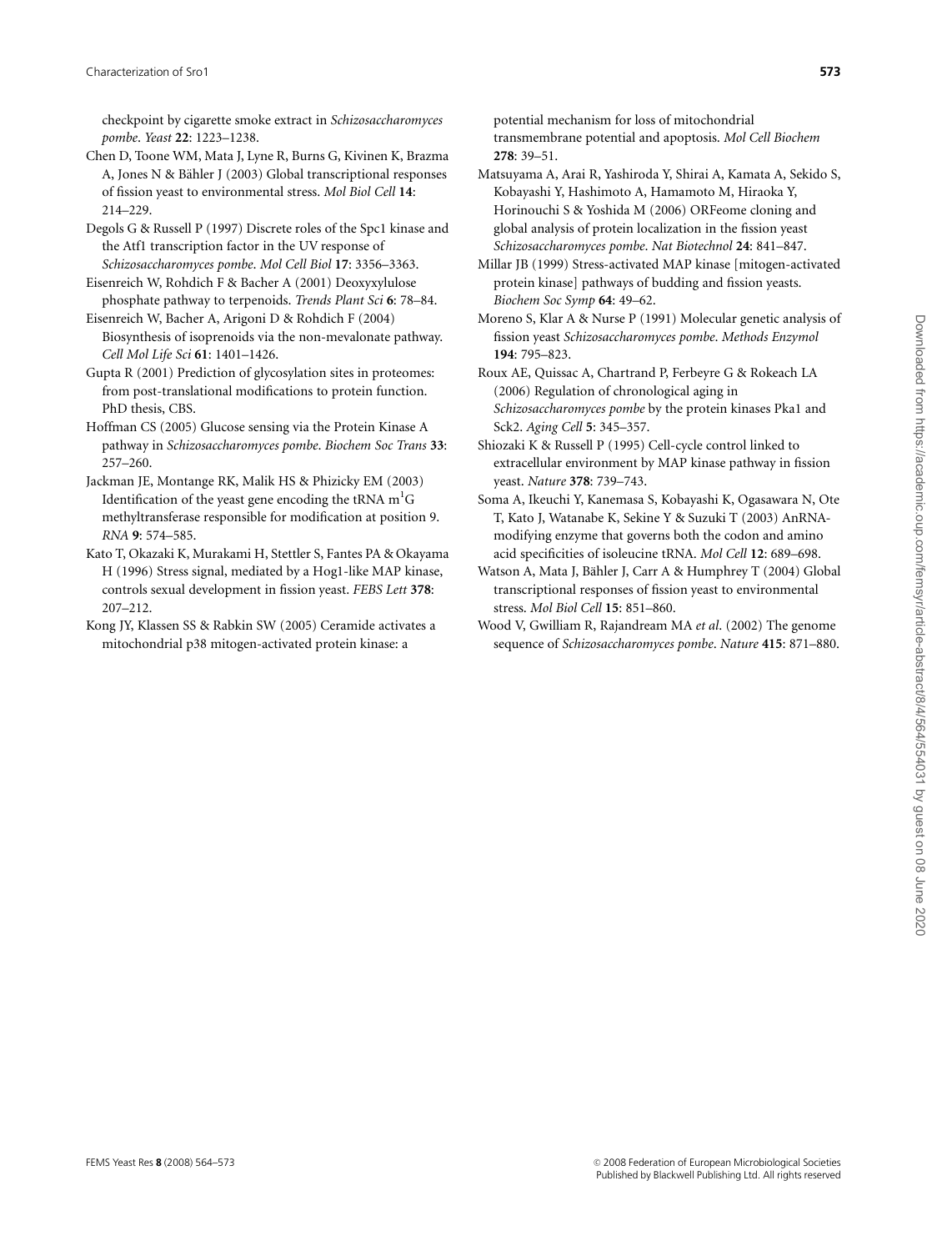checkpoint by cigarette smoke extract in *Schizosaccharomyces pombe*. *Yeast* **22**: 1223–1238.

Chen D, Toone WM, Mata J, Lyne R, Burns G, Kivinen K, Brazma A, Jones N & Bähler J (2003) Global transcriptional responses of fission yeast to environmental stress. *Mol Biol Cell* **14**: 214–229.

Degols G & Russell P (1997) Discrete roles of the Spc1 kinase and the Atf1 transcription factor in the UV response of *Schizosaccharomyces pombe*. *Mol Cell Biol* **17**: 3356–3363.

Eisenreich W, Rohdich F & Bacher A (2001) Deoxyxylulose phosphate pathway to terpenoids. *Trends Plant Sci* **6**: 78–84.

Eisenreich W, Bacher A, Arigoni D & Rohdich F (2004) Biosynthesis of isoprenoids via the non-mevalonate pathway. *Cell Mol Life Sci* **61**: 1401–1426.

Gupta R (2001) Prediction of glycosylation sites in proteomes: from post-translational modifications to protein function. PhD thesis, CBS.

Hoffman CS (2005) Glucose sensing via the Protein Kinase A pathway in *Schizosaccharomyces pombe*. *Biochem Soc Trans* **33**: 257–260.

Jackman JE, Montange RK, Malik HS & Phizicky EM (2003) Identification of the yeast gene encoding the tRNA $m^1G$ methyltransferase responsible for modification at position 9. *RNA* **9**: 574–585.

Kato T, Okazaki K, Murakami H, Stettler S, Fantes PA & Okayama H (1996) Stress signal, mediated by a Hog1-like MAP kinase, controls sexual development in fission yeast. *FEBS Lett* **378**: 207–212.

Kong JY, Klassen SS & Rabkin SW (2005) Ceramide activates a mitochondrial p38 mitogen-activated protein kinase: a potential mechanism for loss of mitochondrial transmembrane potential and apoptosis. *Mol Cell Biochem* **278**: 39–51.

Matsuyama A, Arai R, Yashiroda Y, Shirai A, Kamata A, Sekido S, Kobayashi Y, Hashimoto A, Hamamoto M, Hiraoka Y, Horinouchi S & Yoshida M (2006) ORFeome cloning and global analysis of protein localization in the fission yeast *Schizosaccharomyces pombe*. *Nat Biotechnol* **24**: 841–847.

Millar JB (1999) Stress-activated MAP kinase [mitogen-activated protein kinase] pathways of budding and fission yeasts. *Biochem Soc Symp* **64**: 49–62.

Moreno S, Klar A & Nurse P (1991) Molecular genetic analysis of fission yeast *Schizosaccharomyces pombe*. *Methods Enzymol* **194**: 795–823.

Roux AE, Quissac A, Chartrand P, Ferbeyre G & Rokeach LA (2006) Regulation of chronological aging in *Schizosaccharomyces pombe* by the protein kinases Pka1 and Sck2. *Aging Cell* **5**: 345–357.

Shiozaki K & Russell P (1995) Cell-cycle control linked to extracellular environment by MAP kinase pathway in fission yeast. *Nature* **378**: 739–743.

Soma A, Ikeuchi Y, Kanemasa S, Kobayashi K, Ogasawara N, Ote T, Kato J, Watanabe K, Sekine Y & Suzuki T (2003) AnRNA-modifying enzyme that governs both the codon and amino acid specificities of isoleucine tRNA. *Mol Cell* **12**: 689–698.

Watson A, Mata J, Bähler J, Carr A & Humphrey T (2004) Global transcriptional responses of fission yeast to environmental stress. *Mol Biol Cell* **15**: 851–860.

Wood V, Gwilliam R, Rajandream MA *et al*. (2002) The genome sequence of *Schizosaccharomyces pombe*. *Nature* **415**: 871–880.